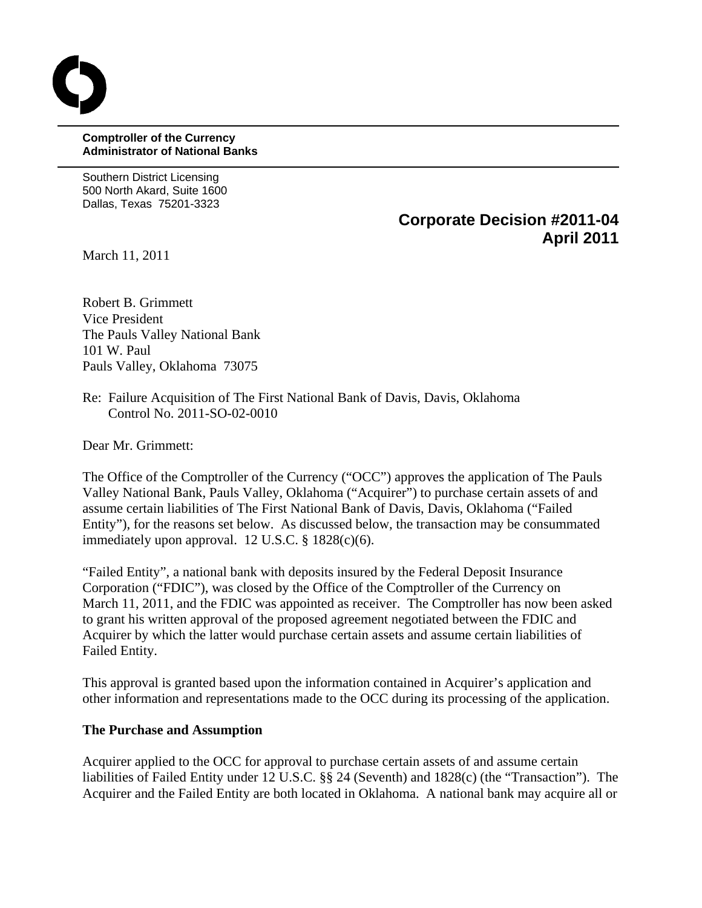**Comptroller of the Currency**
**Administrator of National Banks**

Southern District Licensing
500 North Akard, Suite 1600
Dallas, Texas 75201-3323

## Corporate Decision #2011-04
## April 2011

March 11, 2011

Robert B. Grimmett
Vice President
The Pauls Valley National Bank
101 W. Paul
Pauls Valley, Oklahoma 73075

Re: Failure Acquisition of The First National Bank of Davis, Davis, Oklahoma
Control No. 2011-SO-02-0010

Dear Mr. Grimmett:

The Office of the Comptroller of the Currency ("OCC") approves the application of The Pauls Valley National Bank, Pauls Valley, Oklahoma ("Acquirer") to purchase certain assets of and assume certain liabilities of The First National Bank of Davis, Davis, Oklahoma ("Failed Entity"), for the reasons set below. As discussed below, the transaction may be consummated immediately upon approval. 12 U.S.C. § 1828(c)(6).

"Failed Entity", a national bank with deposits insured by the Federal Deposit Insurance Corporation ("FDIC"), was closed by the Office of the Comptroller of the Currency on March 11, 2011, and the FDIC was appointed as receiver. The Comptroller has now been asked to grant his written approval of the proposed agreement negotiated between the FDIC and Acquirer by which the latter would purchase certain assets and assume certain liabilities of Failed Entity.

This approval is granted based upon the information contained in Acquirer's application and other information and representations made to the OCC during its processing of the application.

### The Purchase and Assumption

Acquirer applied to the OCC for approval to purchase certain assets of and assume certain liabilities of Failed Entity under 12 U.S.C. §§ 24 (Seventh) and 1828(c) (the "Transaction"). The Acquirer and the Failed Entity are both located in Oklahoma. A national bank may acquire all or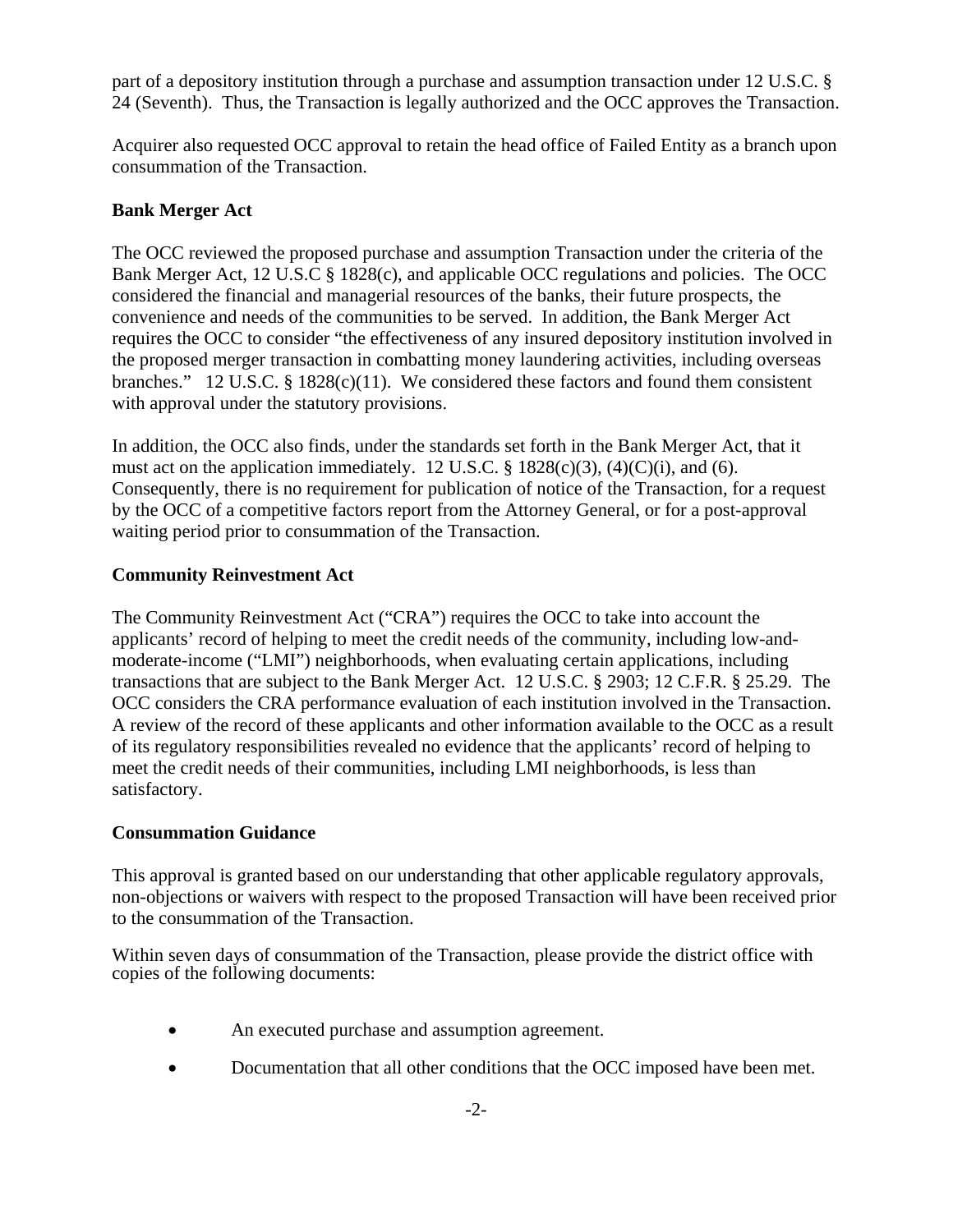part of a depository institution through a purchase and assumption transaction under 12 U.S.C. § 24 (Seventh). Thus, the Transaction is legally authorized and the OCC approves the Transaction.

Acquirer also requested OCC approval to retain the head office of Failed Entity as a branch upon consummation of the Transaction.

**Bank Merger Act**

The OCC reviewed the proposed purchase and assumption Transaction under the criteria of the Bank Merger Act, 12 U.S.C § 1828(c), and applicable OCC regulations and policies. The OCC considered the financial and managerial resources of the banks, their future prospects, the convenience and needs of the communities to be served. In addition, the Bank Merger Act requires the OCC to consider "the effectiveness of any insured depository institution involved in the proposed merger transaction in combatting money laundering activities, including overseas branches." 12 U.S.C. § 1828(c)(11). We considered these factors and found them consistent with approval under the statutory provisions.

In addition, the OCC also finds, under the standards set forth in the Bank Merger Act, that it must act on the application immediately. 12 U.S.C. § 1828(c)(3), (4)(C)(i), and (6). Consequently, there is no requirement for publication of notice of the Transaction, for a request by the OCC of a competitive factors report from the Attorney General, or for a post-approval waiting period prior to consummation of the Transaction.

**Community Reinvestment Act**

The Community Reinvestment Act ("CRA") requires the OCC to take into account the applicants' record of helping to meet the credit needs of the community, including low-and-moderate-income ("LMI") neighborhoods, when evaluating certain applications, including transactions that are subject to the Bank Merger Act. 12 U.S.C. § 2903; 12 C.F.R. § 25.29. The OCC considers the CRA performance evaluation of each institution involved in the Transaction. A review of the record of these applicants and other information available to the OCC as a result of its regulatory responsibilities revealed no evidence that the applicants' record of helping to meet the credit needs of their communities, including LMI neighborhoods, is less than satisfactory.

**Consummation Guidance**

This approval is granted based on our understanding that other applicable regulatory approvals, non-objections or waivers with respect to the proposed Transaction will have been received prior to the consummation of the Transaction.

Within seven days of consummation of the Transaction, please provide the district office with copies of the following documents:

- An executed purchase and assumption agreement.
- Documentation that all other conditions that the OCC imposed have been met.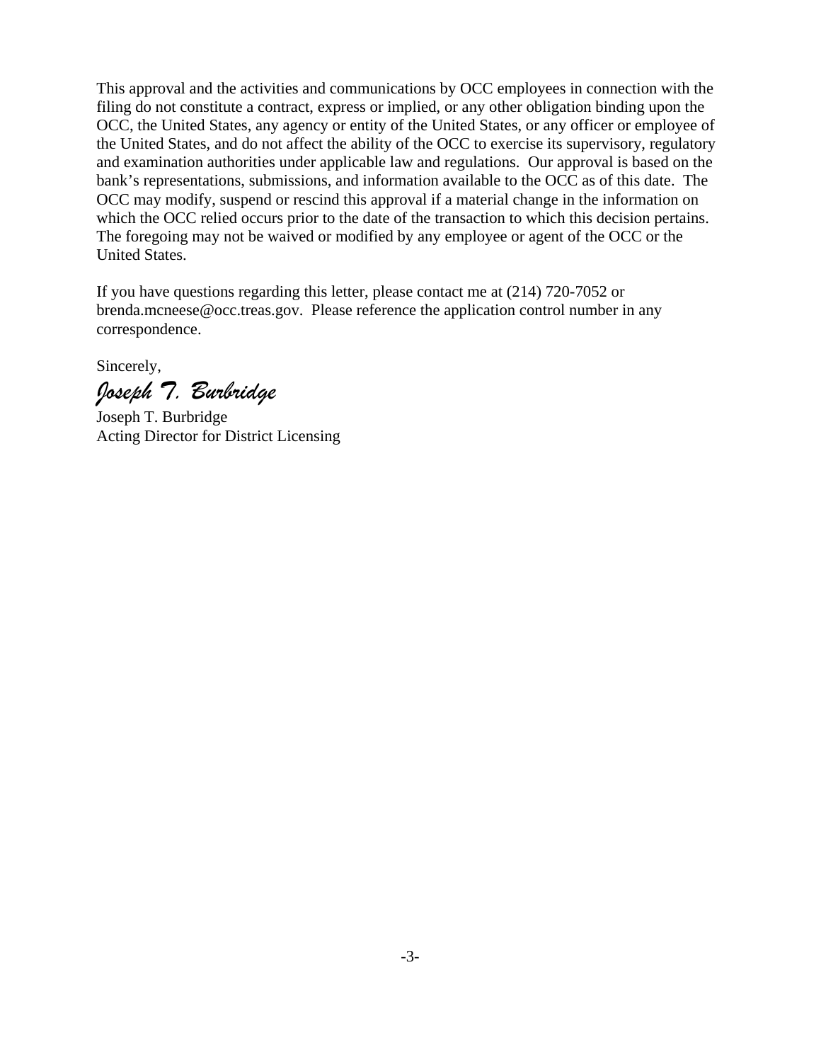This approval and the activities and communications by OCC employees in connection with the filing do not constitute a contract, express or implied, or any other obligation binding upon the OCC, the United States, any agency or entity of the United States, or any officer or employee of the United States, and do not affect the ability of the OCC to exercise its supervisory, regulatory and examination authorities under applicable law and regulations. Our approval is based on the bank's representations, submissions, and information available to the OCC as of this date. The OCC may modify, suspend or rescind this approval if a material change in the information on which the OCC relied occurs prior to the date of the transaction to which this decision pertains. The foregoing may not be waived or modified by any employee or agent of the OCC or the United States.

If you have questions regarding this letter, please contact me at (214) 720-7052 or brenda.mcneese@occ.treas.gov. Please reference the application control number in any correspondence.

Sincerely,

*Joseph T. Burbridge*

Joseph T. Burbridge
Acting Director for District Licensing